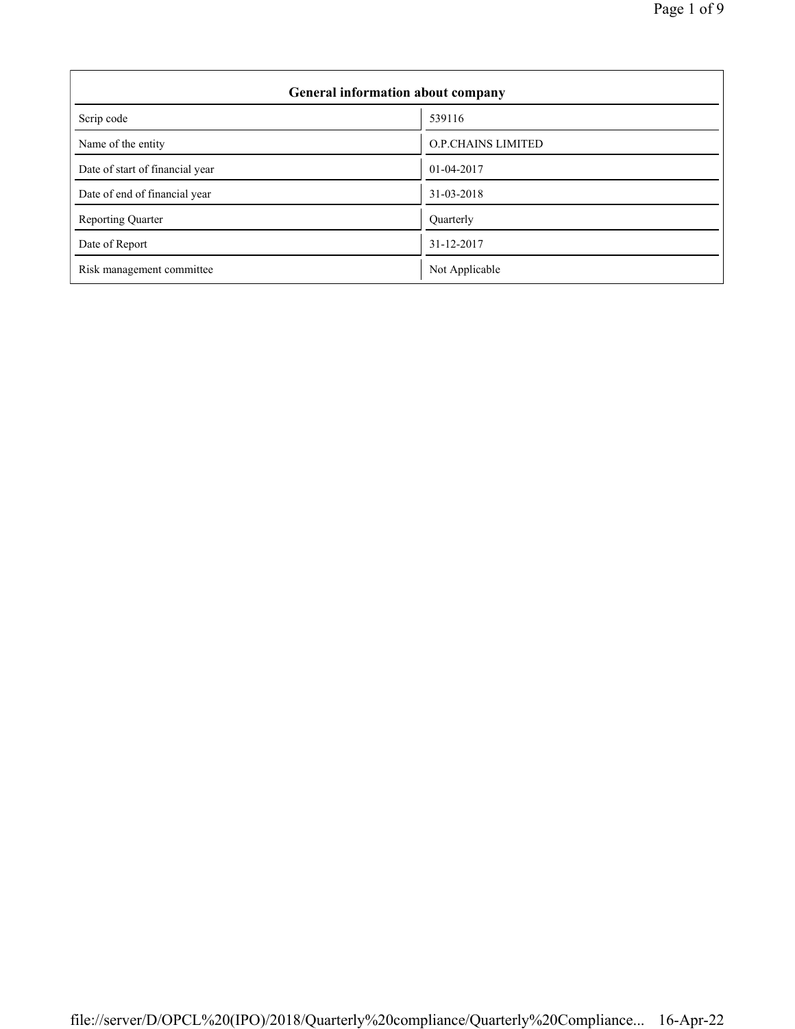| General information about company | |
|---|---|
| Scrip code | 539116 |
| Name of the entity | O.P.CHAINS LIMITED |
| Date of start of financial year | 01-04-2017 |
| Date of end of financial year | 31-03-2018 |
| Reporting Quarter | Quarterly |
| Date of Report | 31-12-2017 |
| Risk management committee | Not Applicable |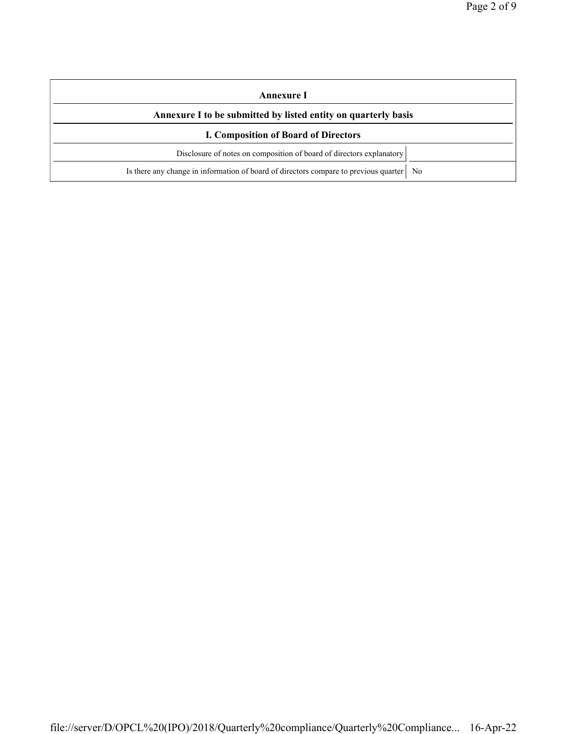| Annexure I | |
|---|---|
| **Annexure I to be submitted by listed entity on quarterly basis** | |
| **I. Composition of Board of Directors** | |
| Disclosure of notes on composition of board of directors explanatory | |
| Is there any change in information of board of directors compare to previous quarter | No |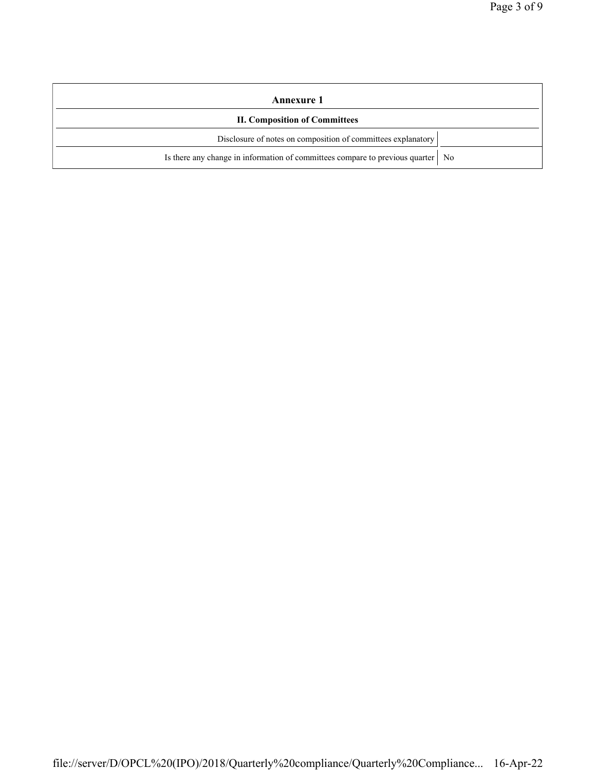| Annexure 1 | |
|---|---|
| **II. Composition of Committees** | |
| Disclosure of notes on composition of committees explanatory | |
| Is there any change in information of committees compare to previous quarter | No |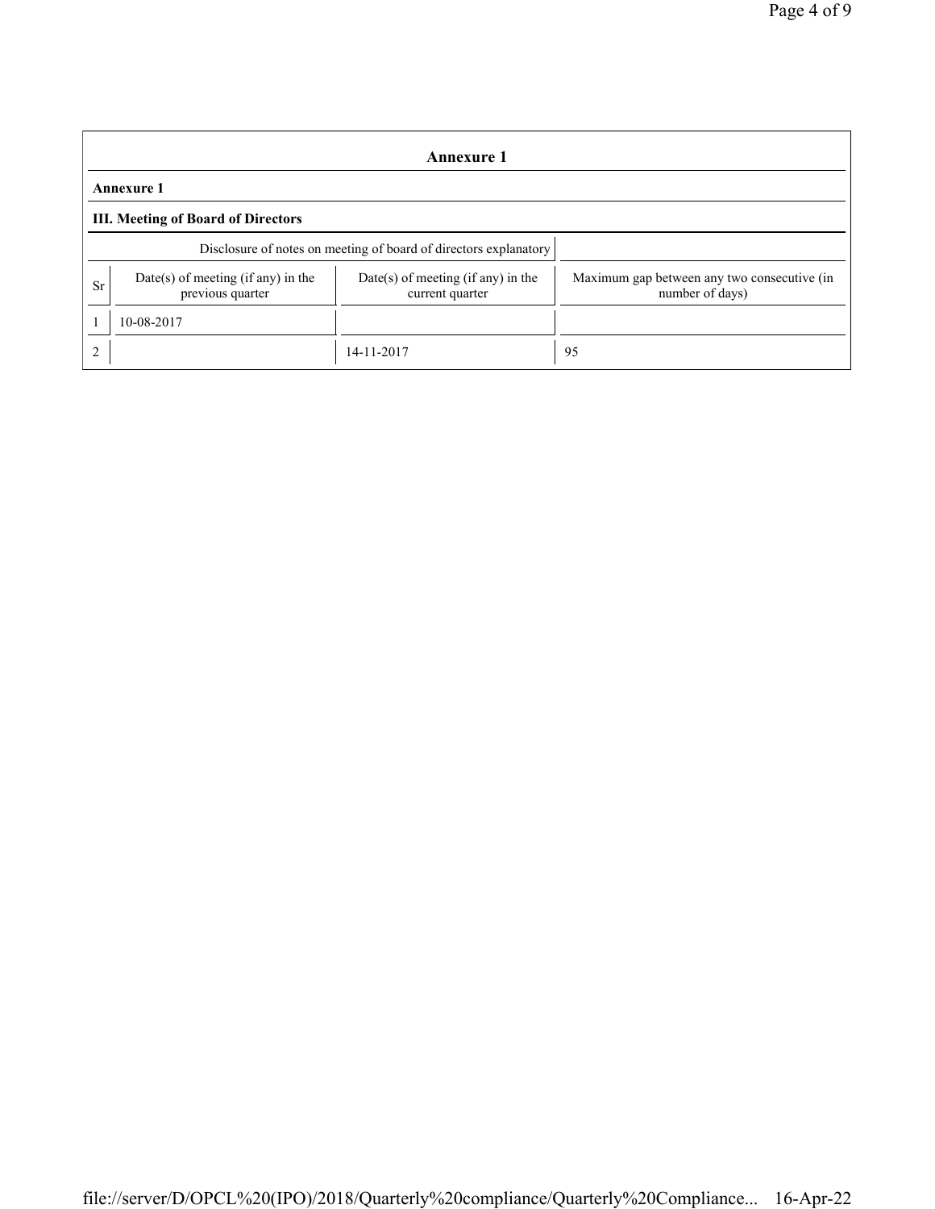## Annexure 1

**Annexure 1**

**III. Meeting of Board of Directors**

| Disclosure of notes on meeting of board of directors explanatory | | | |
|---|---|---|---|
| Sr | Date(s) of meeting (if any) in the previous quarter | Date(s) of meeting (if any) in the current quarter | Maximum gap between any two consecutive (in number of days) |
| 1 | 10-08-2017 | | |
| 2 | | 14-11-2017 | 95 |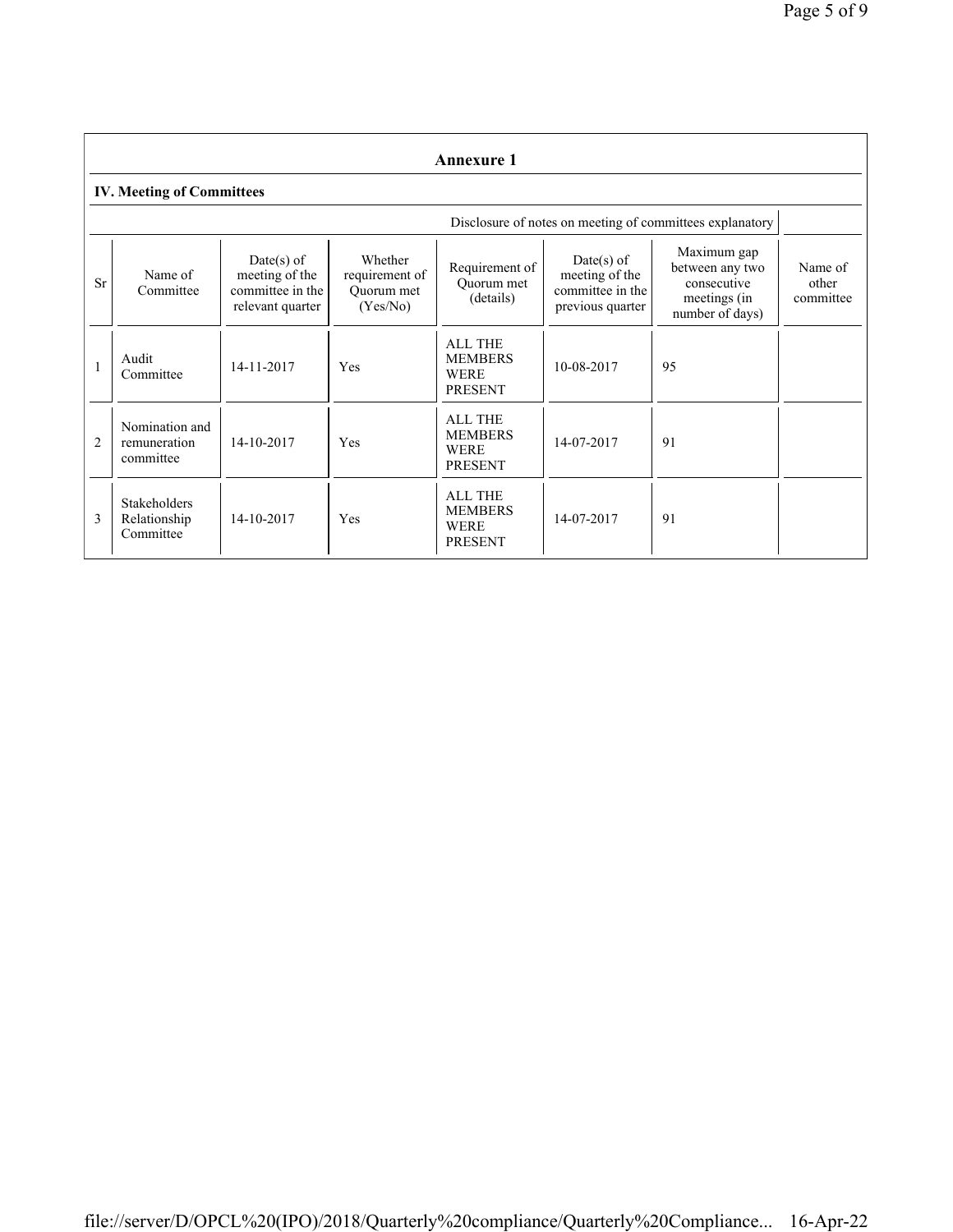## Annexure 1

### IV. Meeting of Committees

Disclosure of notes on meeting of committees explanatory

| Sr | Name of Committee | Date(s) of meeting of the committee in the relevant quarter | Whether requirement of Quorum met (Yes/No) | Requirement of Quorum met (details) | Date(s) of meeting of the committee in the previous quarter | Maximum gap between any two consecutive meetings (in number of days) | Name of other committee |
|---|---|---|---|---|---|---|---|
| 1 | Audit Committee | 14-11-2017 | Yes | ALL THE MEMBERS WERE PRESENT | 10-08-2017 | 95 | |
| 2 | Nomination and remuneration committee | 14-10-2017 | Yes | ALL THE MEMBERS WERE PRESENT | 14-07-2017 | 91 | |
| 3 | Stakeholders Relationship Committee | 14-10-2017 | Yes | ALL THE MEMBERS WERE PRESENT | 14-07-2017 | 91 | |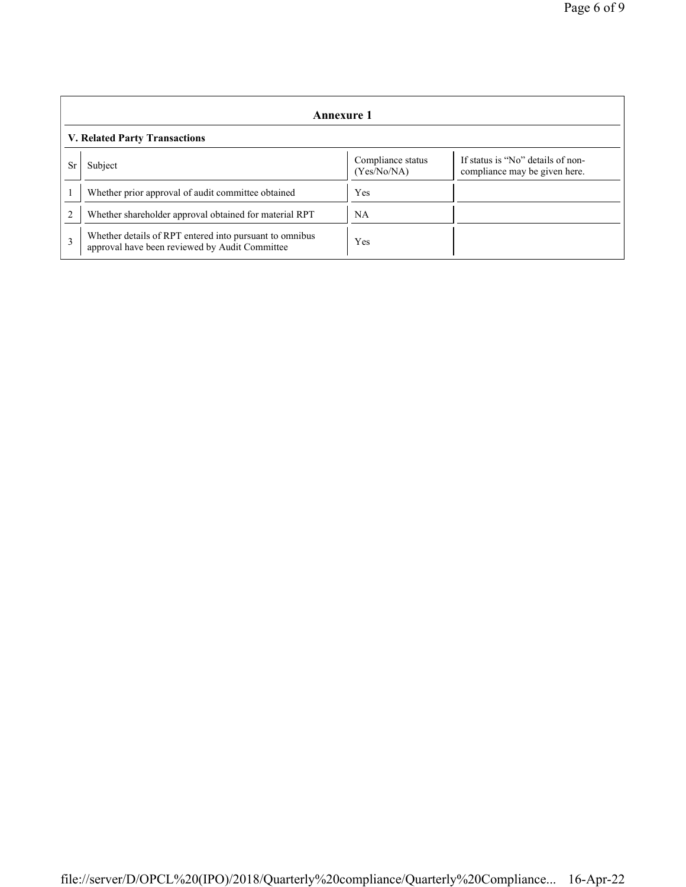## Annexure 1

### V. Related Party Transactions

| Sr | Subject | Compliance status (Yes/No/NA) | If status is "No" details of non-compliance may be given here. |
|---|---|---|---|
| 1 | Whether prior approval of audit committee obtained | Yes | |
| 2 | Whether shareholder approval obtained for material RPT | NA | |
| 3 | Whether details of RPT entered into pursuant to omnibus approval have been reviewed by Audit Committee | Yes | |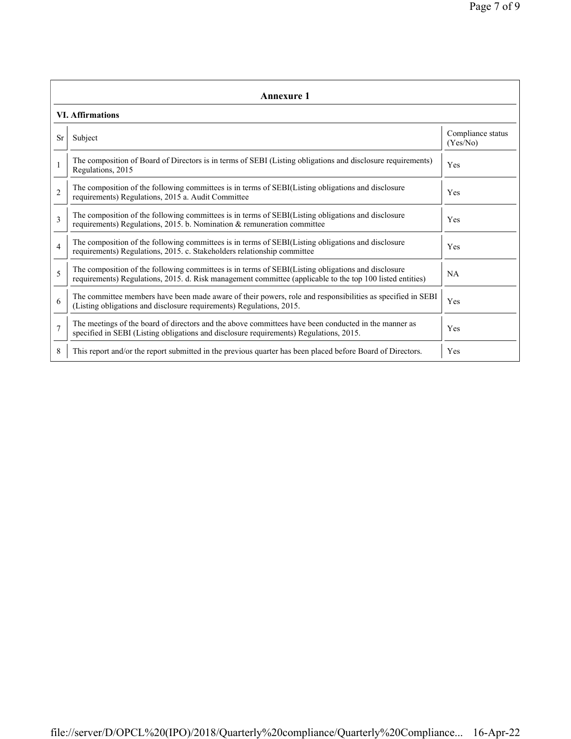## Annexure 1

### VI. Affirmations

| Sr | Subject | Compliance status (Yes/No) |
|---|---|---|
| 1 | The composition of Board of Directors is in terms of SEBI (Listing obligations and disclosure requirements) Regulations, 2015 | Yes |
| 2 | The composition of the following committees is in terms of SEBI(Listing obligations and disclosure requirements) Regulations, 2015 a. Audit Committee | Yes |
| 3 | The composition of the following committees is in terms of SEBI(Listing obligations and disclosure requirements) Regulations, 2015. b. Nomination & remuneration committee | Yes |
| 4 | The composition of the following committees is in terms of SEBI(Listing obligations and disclosure requirements) Regulations, 2015. c. Stakeholders relationship committee | Yes |
| 5 | The composition of the following committees is in terms of SEBI(Listing obligations and disclosure requirements) Regulations, 2015. d. Risk management committee (applicable to the top 100 listed entities) | NA |
| 6 | The committee members have been made aware of their powers, role and responsibilities as specified in SEBI (Listing obligations and disclosure requirements) Regulations, 2015. | Yes |
| 7 | The meetings of the board of directors and the above committees have been conducted in the manner as specified in SEBI (Listing obligations and disclosure requirements) Regulations, 2015. | Yes |
| 8 | This report and/or the report submitted in the previous quarter has been placed before Board of Directors. | Yes |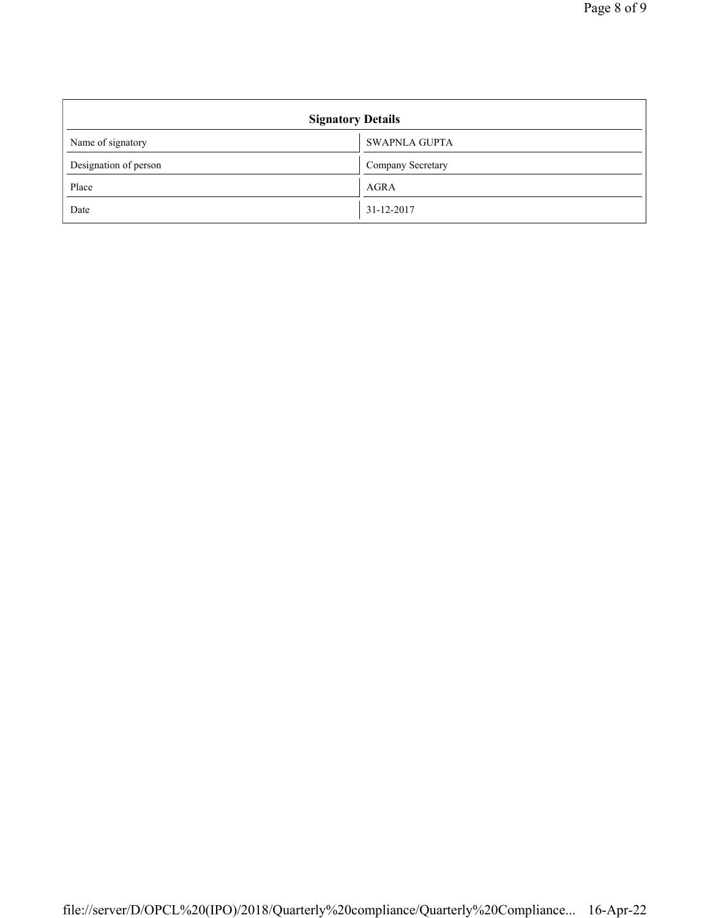| Signatory Details | |
|---|---|
| Name of signatory | SWAPNLA GUPTA |
| Designation of person | Company Secretary |
| Place | AGRA |
| Date | 31-12-2017 |